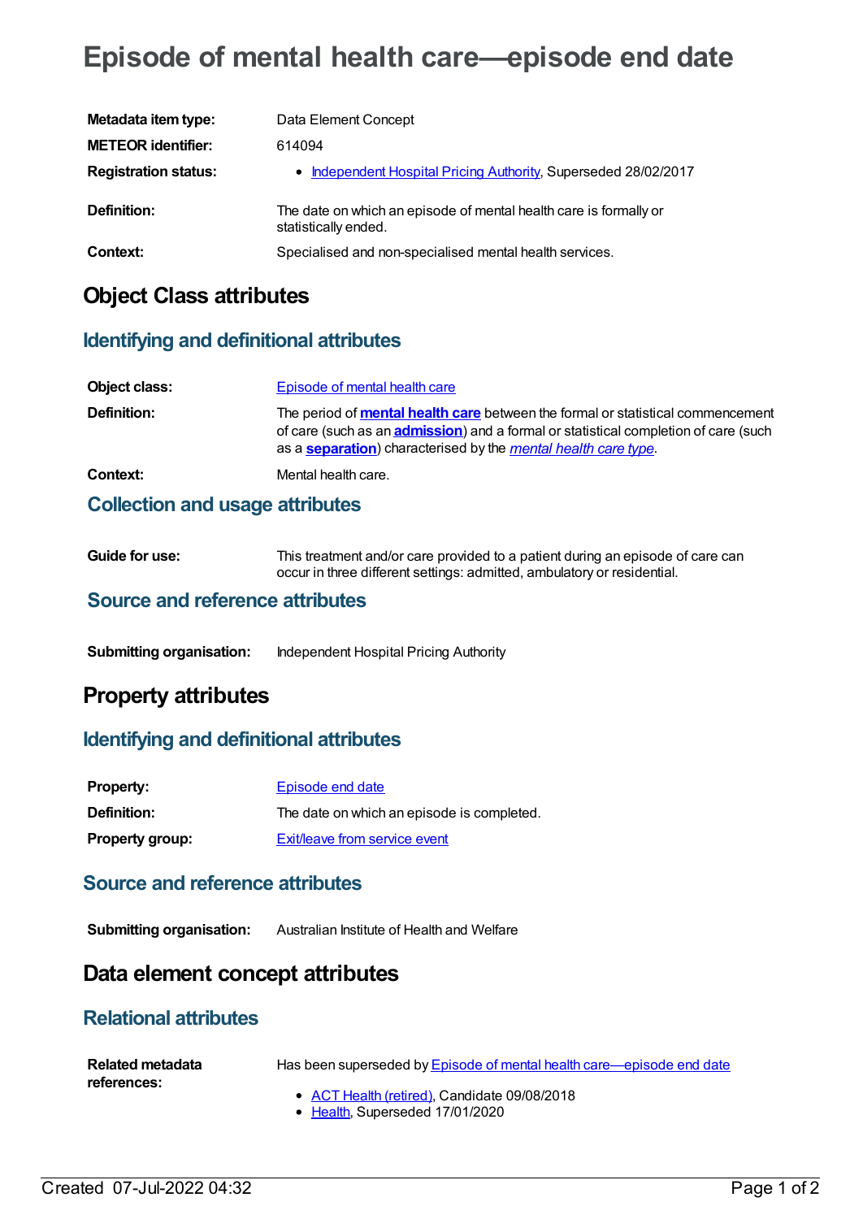# Episode of mental health care—episode end date

| | |
|---|---|
| **Metadata item type:** | Data Element Concept |
| **METEOR identifier:** | 614094 |
| **Registration status:** | • Independent Hospital Pricing Authority, Superseded 28/02/2017 |
| **Definition:** | The date on which an episode of mental health care is formally or statistically ended. |
| **Context:** | Specialised and non-specialised mental health services. |

## Object Class attributes

### Identifying and definitional attributes

| | |
|---|---|
| **Object class:** | Episode of mental health care |
| **Definition:** | The period of **mental health care** between the formal or statistical commencement of care (such as an **admission**) and a formal or statistical completion of care (such as a **separation**) characterised by the *mental health care type*. |
| **Context:** | Mental health care. |

### Collection and usage attributes

| | |
|---|---|
| **Guide for use:** | This treatment and/or care provided to a patient during an episode of care can occur in three different settings: admitted, ambulatory or residential. |

### Source and reference attributes

| | |
|---|---|
| **Submitting organisation:** | Independent Hospital Pricing Authority |

## Property attributes

### Identifying and definitional attributes

| | |
|---|---|
| **Property:** | Episode end date |
| **Definition:** | The date on which an episode is completed. |
| **Property group:** | Exit/leave from service event |

### Source and reference attributes

| | |
|---|---|
| **Submitting organisation:** | Australian Institute of Health and Welfare |

## Data element concept attributes

### Relational attributes

**Related metadata references:**

Has been superseded by Episode of mental health care—episode end date

- ACT Health (retired), Candidate 09/08/2018
- Health, Superseded 17/01/2020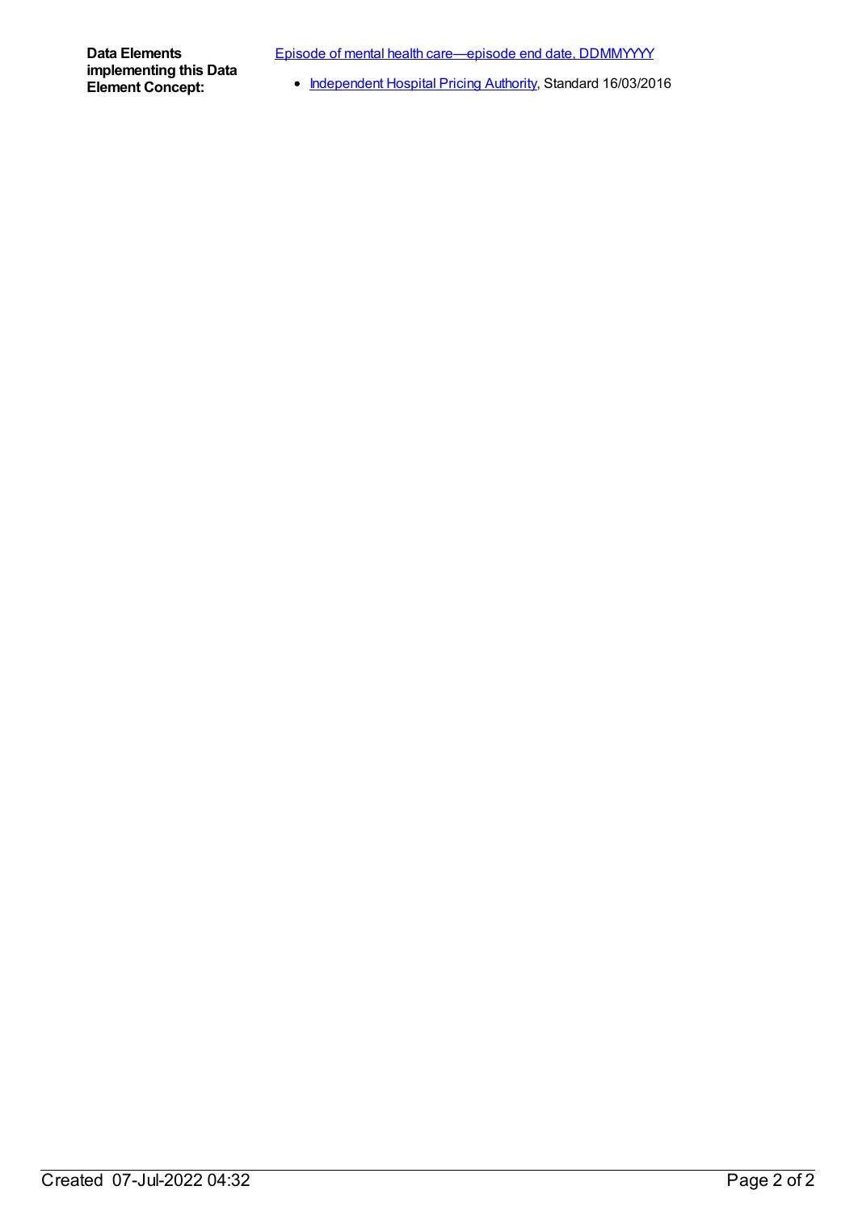**Data Elements implementing this Data Element Concept:**

Episode of mental health care—episode end date, DDMMYYYY

- Independent Hospital Pricing Authority, Standard 16/03/2016